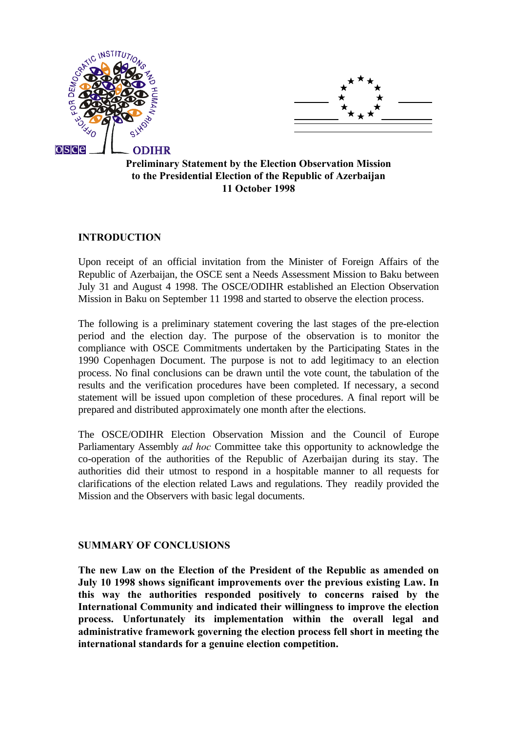**Preliminary Statement by the Election Observation Mission to the Presidential Election of the Republic of Azerbaijan 11 October 1998**

## INTRODUCTION

Upon receipt of an official invitation from the Minister of Foreign Affairs of the Republic of Azerbaijan, the OSCE sent a Needs Assessment Mission to Baku between July 31 and August 4 1998. The OSCE/ODIHR established an Election Observation Mission in Baku on September 11 1998 and started to observe the election process.

The following is a preliminary statement covering the last stages of the pre-election period and the election day. The purpose of the observation is to monitor the compliance with OSCE Commitments undertaken by the Participating States in the 1990 Copenhagen Document. The purpose is not to add legitimacy to an election process. No final conclusions can be drawn until the vote count, the tabulation of the results and the verification procedures have been completed. If necessary, a second statement will be issued upon completion of these procedures. A final report will be prepared and distributed approximately one month after the elections.

The OSCE/ODIHR Election Observation Mission and the Council of Europe Parliamentary Assembly *ad hoc* Committee take this opportunity to acknowledge the co-operation of the authorities of the Republic of Azerbaijan during its stay. The authorities did their utmost to respond in a hospitable manner to all requests for clarifications of the election related Laws and regulations. They readily provided the Mission and the Observers with basic legal documents.

## SUMMARY OF CONCLUSIONS

**The new Law on the Election of the President of the Republic as amended on July 10 1998 shows significant improvements over the previous existing Law. In this way the authorities responded positively to concerns raised by the International Community and indicated their willingness to improve the election process. Unfortunately its implementation within the overall legal and administrative framework governing the election process fell short in meeting the international standards for a genuine election competition.**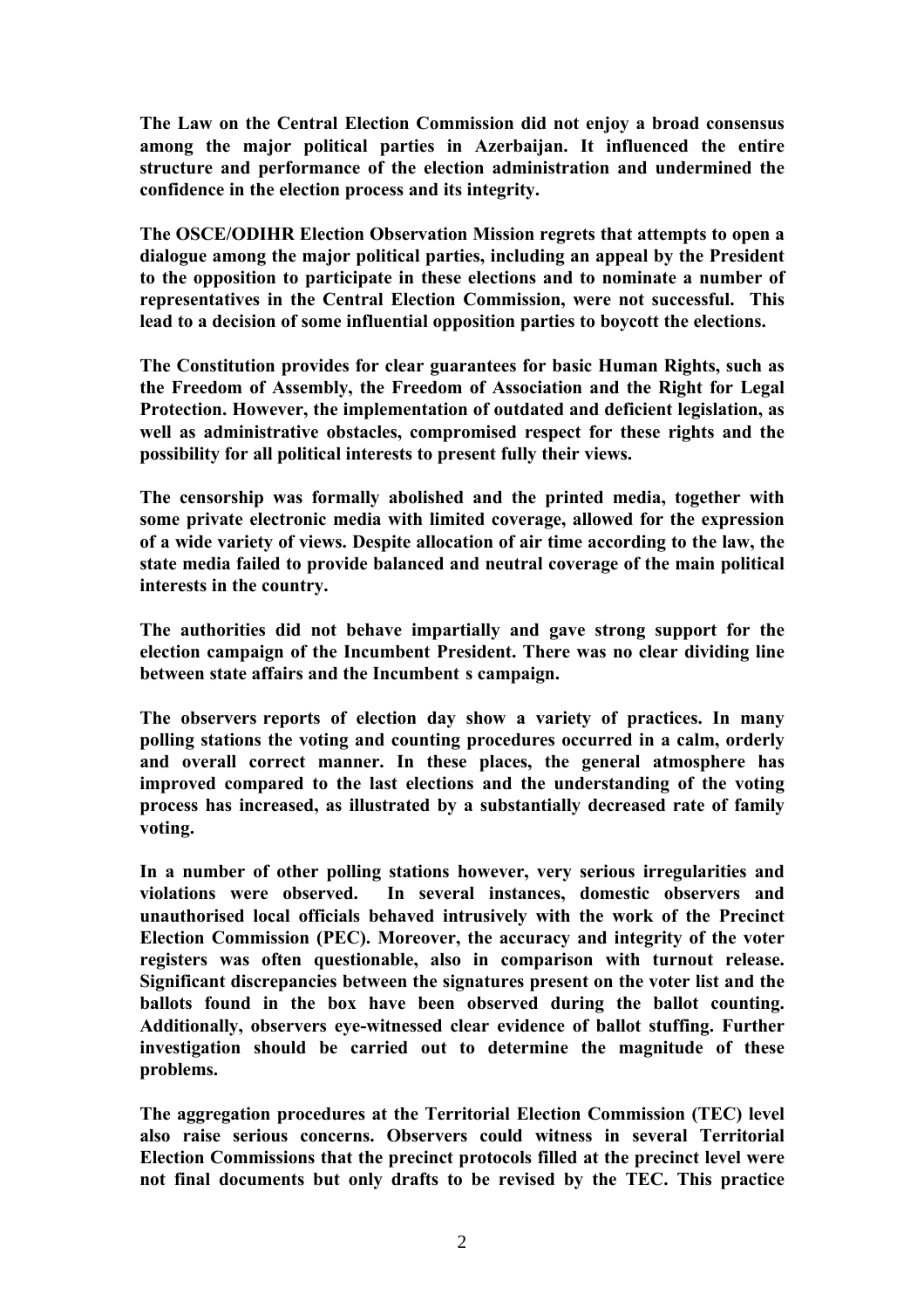**The Law on the Central Election Commission did not enjoy a broad consensus among the major political parties in Azerbaijan. It influenced the entire structure and performance of the election administration and undermined the confidence in the election process and its integrity.**

**The OSCE/ODIHR Election Observation Mission regrets that attempts to open a dialogue among the major political parties, including an appeal by the President to the opposition to participate in these elections and to nominate a number of representatives in the Central Election Commission, were not successful. This lead to a decision of some influential opposition parties to boycott the elections.**

**The Constitution provides for clear guarantees for basic Human Rights, such as the Freedom of Assembly, the Freedom of Association and the Right for Legal Protection. However, the implementation of outdated and deficient legislation, as well as administrative obstacles, compromised respect for these rights and the possibility for all political interests to present fully their views.**

**The censorship was formally abolished and the printed media, together with some private electronic media with limited coverage, allowed for the expression of a wide variety of views. Despite allocation of air time according to the law, the state media failed to provide balanced and neutral coverage of the main political interests in the country.**

**The authorities did not behave impartially and gave strong support for the election campaign of the Incumbent President. There was no clear dividing line between state affairs and the Incumbent s campaign.**

**The observers reports of election day show a variety of practices. In many polling stations the voting and counting procedures occurred in a calm, orderly and overall correct manner. In these places, the general atmosphere has improved compared to the last elections and the understanding of the voting process has increased, as illustrated by a substantially decreased rate of family voting.**

**In a number of other polling stations however, very serious irregularities and violations were observed. In several instances, domestic observers and unauthorised local officials behaved intrusively with the work of the Precinct Election Commission (PEC). Moreover, the accuracy and integrity of the voter registers was often questionable, also in comparison with turnout release. Significant discrepancies between the signatures present on the voter list and the ballots found in the box have been observed during the ballot counting. Additionally, observers eye-witnessed clear evidence of ballot stuffing. Further investigation should be carried out to determine the magnitude of these problems.**

**The aggregation procedures at the Territorial Election Commission (TEC) level also raise serious concerns. Observers could witness in several Territorial Election Commissions that the precinct protocols filled at the precinct level were not final documents but only drafts to be revised by the TEC. This practice**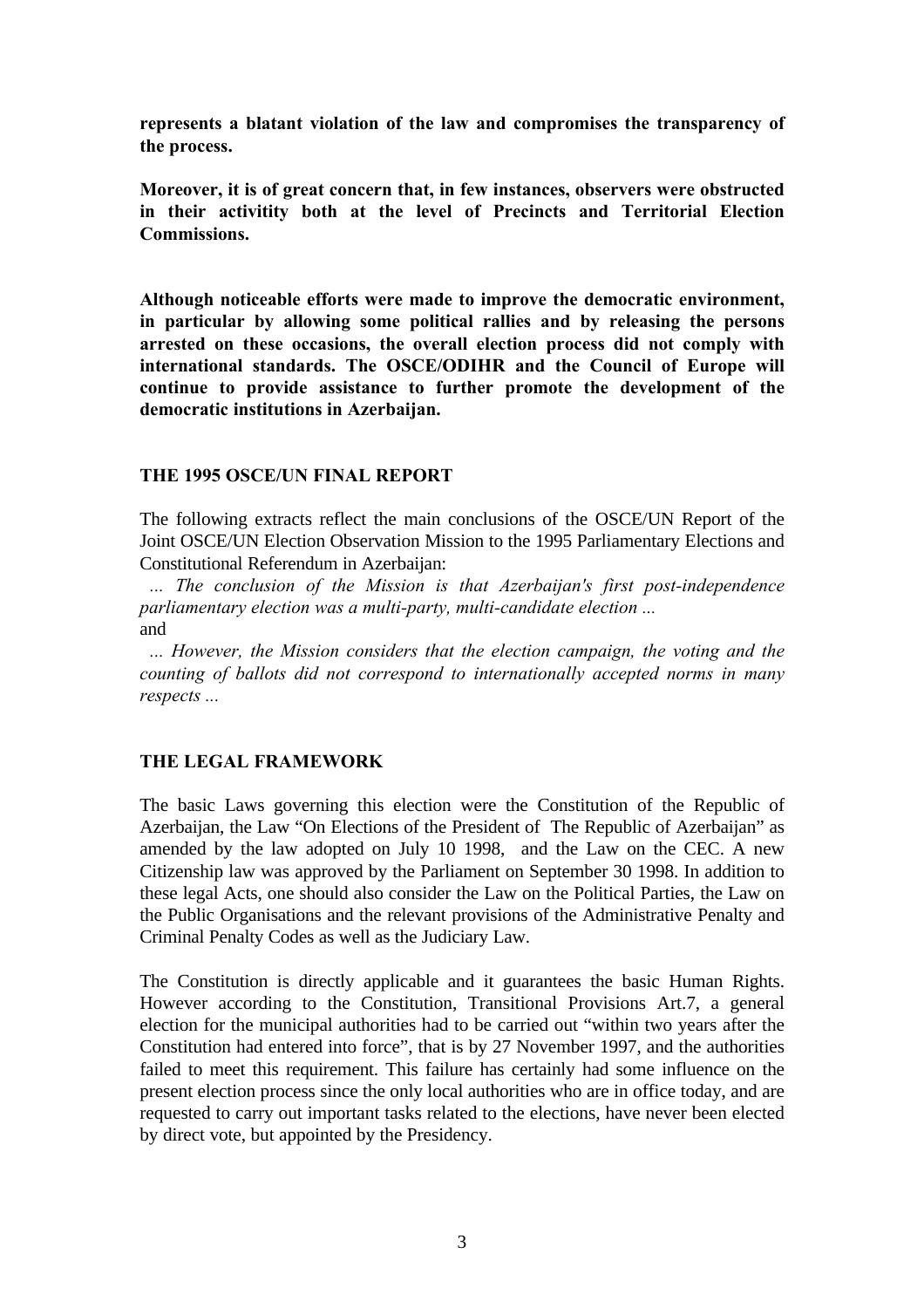**represents a blatant violation of the law and compromises the transparency of the process.**

**Moreover, it is of great concern that, in few instances, observers were obstructed in their activitity both at the level of Precincts and Territorial Election Commissions.**

**Although noticeable efforts were made to improve the democratic environment, in particular by allowing some political rallies and by releasing the persons arrested on these occasions, the overall election process did not comply with international standards. The OSCE/ODIHR and the Council of Europe will continue to provide assistance to further promote the development of the democratic institutions in Azerbaijan.**

## THE 1995 OSCE/UN FINAL REPORT

The following extracts reflect the main conclusions of the OSCE/UN Report of the Joint OSCE/UN Election Observation Mission to the 1995 Parliamentary Elections and Constitutional Referendum in Azerbaijan:

*... The conclusion of the Mission is that Azerbaijan's first post-independence parliamentary election was a multi-party, multi-candidate election ...*

and

*... However, the Mission considers that the election campaign, the voting and the counting of ballots did not correspond to internationally accepted norms in many respects ...*

## THE LEGAL FRAMEWORK

The basic Laws governing this election were the Constitution of the Republic of Azerbaijan, the Law "On Elections of the President of The Republic of Azerbaijan" as amended by the law adopted on July 10 1998, and the Law on the CEC. A new Citizenship law was approved by the Parliament on September 30 1998. In addition to these legal Acts, one should also consider the Law on the Political Parties, the Law on the Public Organisations and the relevant provisions of the Administrative Penalty and Criminal Penalty Codes as well as the Judiciary Law.

The Constitution is directly applicable and it guarantees the basic Human Rights. However according to the Constitution, Transitional Provisions Art.7, a general election for the municipal authorities had to be carried out "within two years after the Constitution had entered into force", that is by 27 November 1997, and the authorities failed to meet this requirement. This failure has certainly had some influence on the present election process since the only local authorities who are in office today, and are requested to carry out important tasks related to the elections, have never been elected by direct vote, but appointed by the Presidency.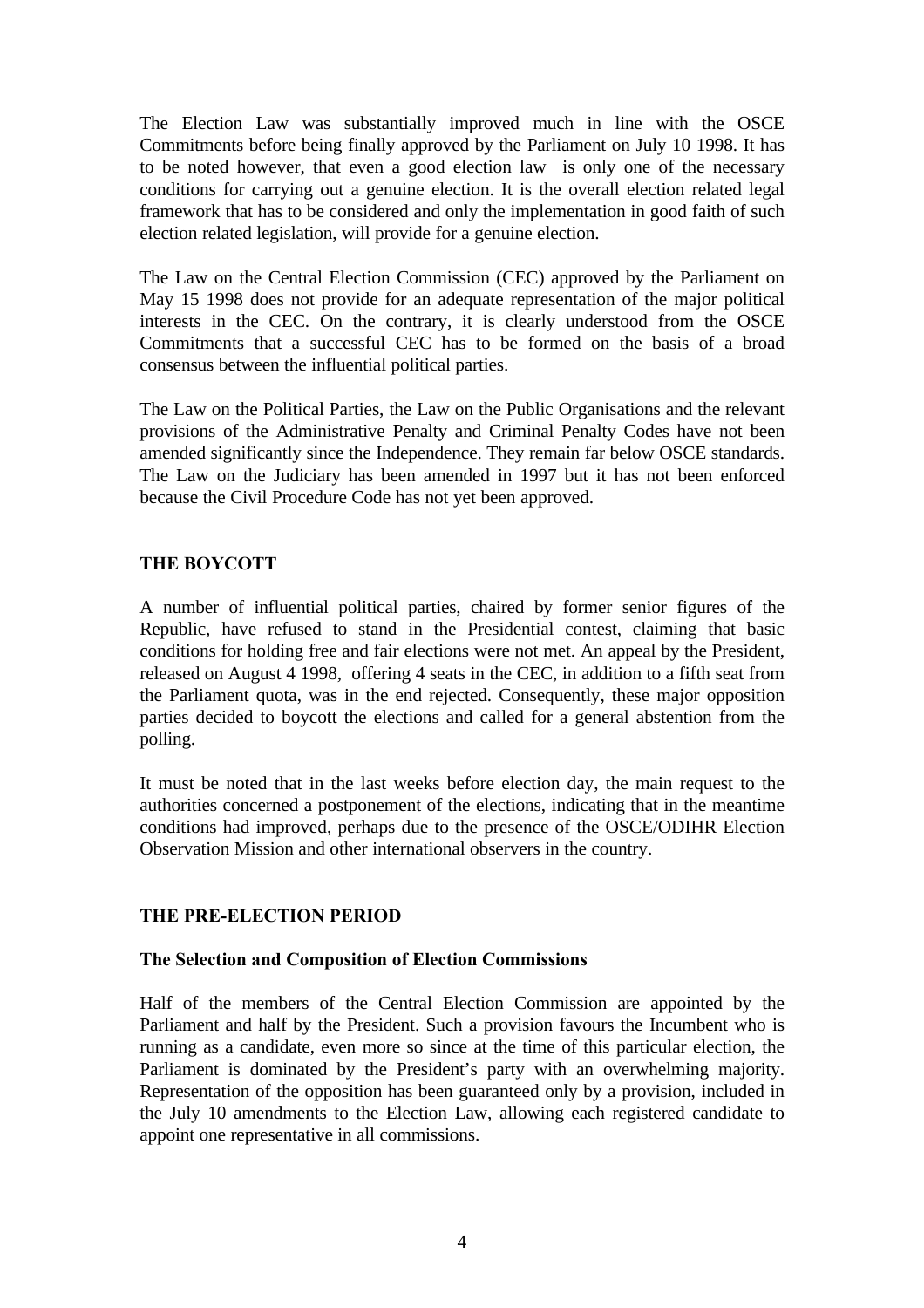The Election Law was substantially improved much in line with the OSCE Commitments before being finally approved by the Parliament on July 10 1998. It has to be noted however, that even a good election law is only one of the necessary conditions for carrying out a genuine election. It is the overall election related legal framework that has to be considered and only the implementation in good faith of such election related legislation, will provide for a genuine election.

The Law on the Central Election Commission (CEC) approved by the Parliament on May 15 1998 does not provide for an adequate representation of the major political interests in the CEC. On the contrary, it is clearly understood from the OSCE Commitments that a successful CEC has to be formed on the basis of a broad consensus between the influential political parties.

The Law on the Political Parties, the Law on the Public Organisations and the relevant provisions of the Administrative Penalty and Criminal Penalty Codes have not been amended significantly since the Independence. They remain far below OSCE standards. The Law on the Judiciary has been amended in 1997 but it has not been enforced because the Civil Procedure Code has not yet been approved.

## THE BOYCOTT

A number of influential political parties, chaired by former senior figures of the Republic, have refused to stand in the Presidential contest, claiming that basic conditions for holding free and fair elections were not met. An appeal by the President, released on August 4 1998, offering 4 seats in the CEC, in addition to a fifth seat from the Parliament quota, was in the end rejected. Consequently, these major opposition parties decided to boycott the elections and called for a general abstention from the polling.

It must be noted that in the last weeks before election day, the main request to the authorities concerned a postponement of the elections, indicating that in the meantime conditions had improved, perhaps due to the presence of the OSCE/ODIHR Election Observation Mission and other international observers in the country.

## THE PRE-ELECTION PERIOD

### The Selection and Composition of Election Commissions

Half of the members of the Central Election Commission are appointed by the Parliament and half by the President. Such a provision favours the Incumbent who is running as a candidate, even more so since at the time of this particular election, the Parliament is dominated by the President's party with an overwhelming majority. Representation of the opposition has been guaranteed only by a provision, included in the July 10 amendments to the Election Law, allowing each registered candidate to appoint one representative in all commissions.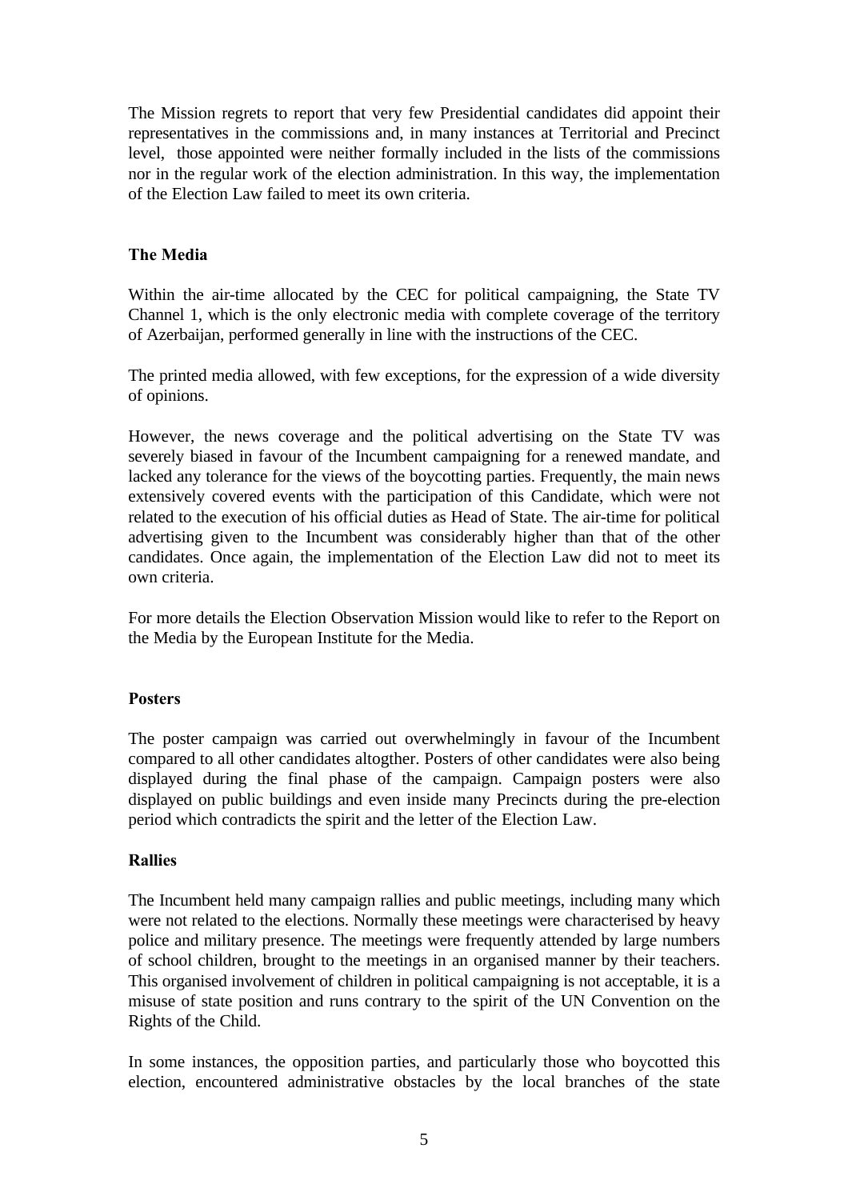The Mission regrets to report that very few Presidential candidates did appoint their representatives in the commissions and, in many instances at Territorial and Precinct level, those appointed were neither formally included in the lists of the commissions nor in the regular work of the election administration. In this way, the implementation of the Election Law failed to meet its own criteria.

### The Media

Within the air-time allocated by the CEC for political campaigning, the State TV Channel 1, which is the only electronic media with complete coverage of the territory of Azerbaijan, performed generally in line with the instructions of the CEC.

The printed media allowed, with few exceptions, for the expression of a wide diversity of opinions.

However, the news coverage and the political advertising on the State TV was severely biased in favour of the Incumbent campaigning for a renewed mandate, and lacked any tolerance for the views of the boycotting parties. Frequently, the main news extensively covered events with the participation of this Candidate, which were not related to the execution of his official duties as Head of State. The air-time for political advertising given to the Incumbent was considerably higher than that of the other candidates. Once again, the implementation of the Election Law did not to meet its own criteria.

For more details the Election Observation Mission would like to refer to the Report on the Media by the European Institute for the Media.

### Posters

The poster campaign was carried out overwhelmingly in favour of the Incumbent compared to all other candidates altogther. Posters of other candidates were also being displayed during the final phase of the campaign. Campaign posters were also displayed on public buildings and even inside many Precincts during the pre-election period which contradicts the spirit and the letter of the Election Law.

### Rallies

The Incumbent held many campaign rallies and public meetings, including many which were not related to the elections. Normally these meetings were characterised by heavy police and military presence. The meetings were frequently attended by large numbers of school children, brought to the meetings in an organised manner by their teachers. This organised involvement of children in political campaigning is not acceptable, it is a misuse of state position and runs contrary to the spirit of the UN Convention on the Rights of the Child.

In some instances, the opposition parties, and particularly those who boycotted this election, encountered administrative obstacles by the local branches of the state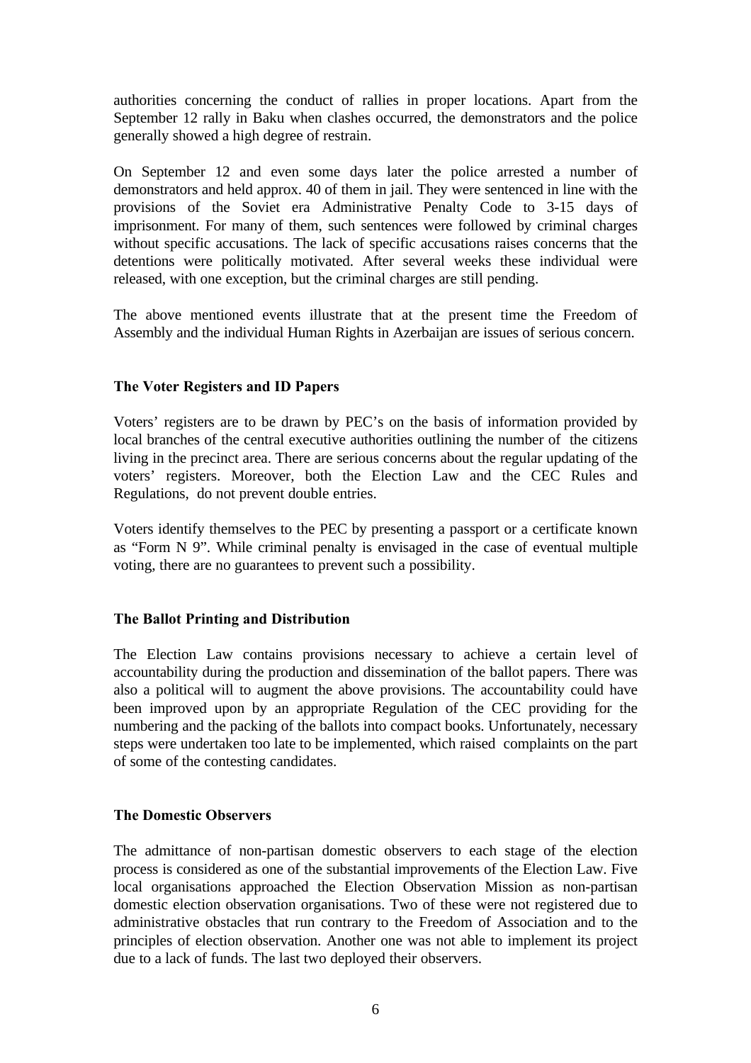authorities concerning the conduct of rallies in proper locations. Apart from the September 12 rally in Baku when clashes occurred, the demonstrators and the police generally showed a high degree of restrain.

On September 12 and even some days later the police arrested a number of demonstrators and held approx. 40 of them in jail. They were sentenced in line with the provisions of the Soviet era Administrative Penalty Code to 3-15 days of imprisonment. For many of them, such sentences were followed by criminal charges without specific accusations. The lack of specific accusations raises concerns that the detentions were politically motivated. After several weeks these individual were released, with one exception, but the criminal charges are still pending.

The above mentioned events illustrate that at the present time the Freedom of Assembly and the individual Human Rights in Azerbaijan are issues of serious concern.

### The Voter Registers and ID Papers

Voters' registers are to be drawn by PEC's on the basis of information provided by local branches of the central executive authorities outlining the number of the citizens living in the precinct area. There are serious concerns about the regular updating of the voters' registers. Moreover, both the Election Law and the CEC Rules and Regulations, do not prevent double entries.

Voters identify themselves to the PEC by presenting a passport or a certificate known as "Form N 9". While criminal penalty is envisaged in the case of eventual multiple voting, there are no guarantees to prevent such a possibility.

### The Ballot Printing and Distribution

The Election Law contains provisions necessary to achieve a certain level of accountability during the production and dissemination of the ballot papers. There was also a political will to augment the above provisions. The accountability could have been improved upon by an appropriate Regulation of the CEC providing for the numbering and the packing of the ballots into compact books. Unfortunately, necessary steps were undertaken too late to be implemented, which raised complaints on the part of some of the contesting candidates.

### The Domestic Observers

The admittance of non-partisan domestic observers to each stage of the election process is considered as one of the substantial improvements of the Election Law. Five local organisations approached the Election Observation Mission as non-partisan domestic election observation organisations. Two of these were not registered due to administrative obstacles that run contrary to the Freedom of Association and to the principles of election observation. Another one was not able to implement its project due to a lack of funds. The last two deployed their observers.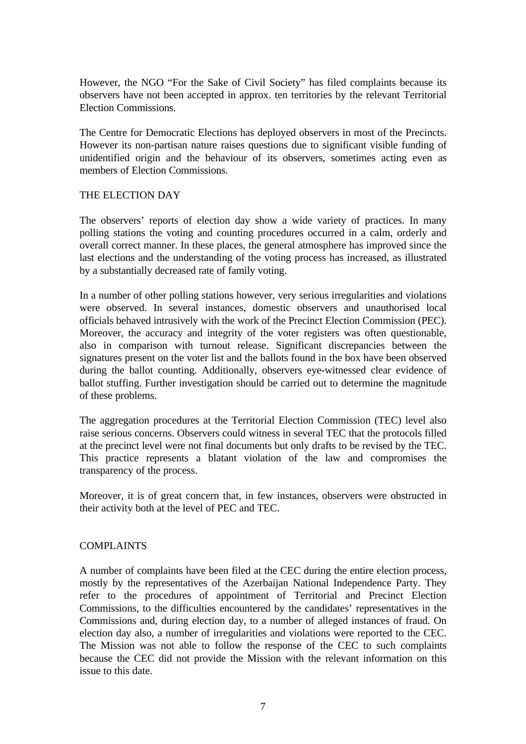However, the NGO "For the Sake of Civil Society" has filed complaints because its observers have not been accepted in approx. ten territories by the relevant Territorial Election Commissions.

The Centre for Democratic Elections has deployed observers in most of the Precincts. However its non-partisan nature raises questions due to significant visible funding of unidentified origin and the behaviour of its observers, sometimes acting even as members of Election Commissions.

## THE ELECTION DAY

The observers' reports of election day show a wide variety of practices. In many polling stations the voting and counting procedures occurred in a calm, orderly and overall correct manner. In these places, the general atmosphere has improved since the last elections and the understanding of the voting process has increased, as illustrated by a substantially decreased rate of family voting.

In a number of other polling stations however, very serious irregularities and violations were observed. In several instances, domestic observers and unauthorised local officials behaved intrusively with the work of the Precinct Election Commission (PEC). Moreover, the accuracy and integrity of the voter registers was often questionable, also in comparison with turnout release. Significant discrepancies between the signatures present on the voter list and the ballots found in the box have been observed during the ballot counting. Additionally, observers eye-witnessed clear evidence of ballot stuffing. Further investigation should be carried out to determine the magnitude of these problems.

The aggregation procedures at the Territorial Election Commission (TEC) level also raise serious concerns. Observers could witness in several TEC that the protocols filled at the precinct level were not final documents but only drafts to be revised by the TEC. This practice represents a blatant violation of the law and compromises the transparency of the process.

Moreover, it is of great concern that, in few instances, observers were obstructed in their activity both at the level of PEC and TEC.

## COMPLAINTS

A number of complaints have been filed at the CEC during the entire election process, mostly by the representatives of the Azerbaijan National Independence Party. They refer to the procedures of appointment of Territorial and Precinct Election Commissions, to the difficulties encountered by the candidates' representatives in the Commissions and, during election day, to a number of alleged instances of fraud. On election day also, a number of irregularities and violations were reported to the CEC. The Mission was not able to follow the response of the CEC to such complaints because the CEC did not provide the Mission with the relevant information on this issue to this date.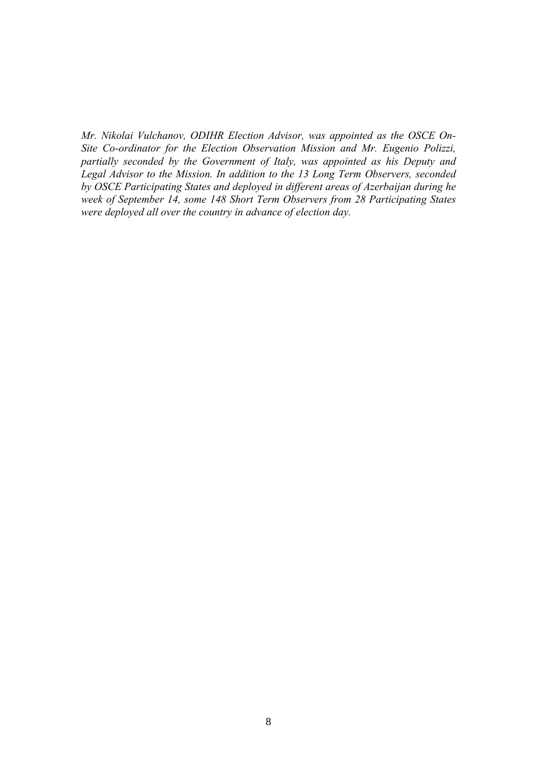*Mr. Nikolai Vulchanov, ODIHR Election Advisor, was appointed as the OSCE On-Site Co-ordinator for the Election Observation Mission and Mr. Eugenio Polizzi, partially seconded by the Government of Italy, was appointed as his Deputy and Legal Advisor to the Mission. In addition to the 13 Long Term Observers, seconded by OSCE Participating States and deployed in different areas of Azerbaijan during he week of September 14, some 148 Short Term Observers from 28 Participating States were deployed all over the country in advance of election day.*